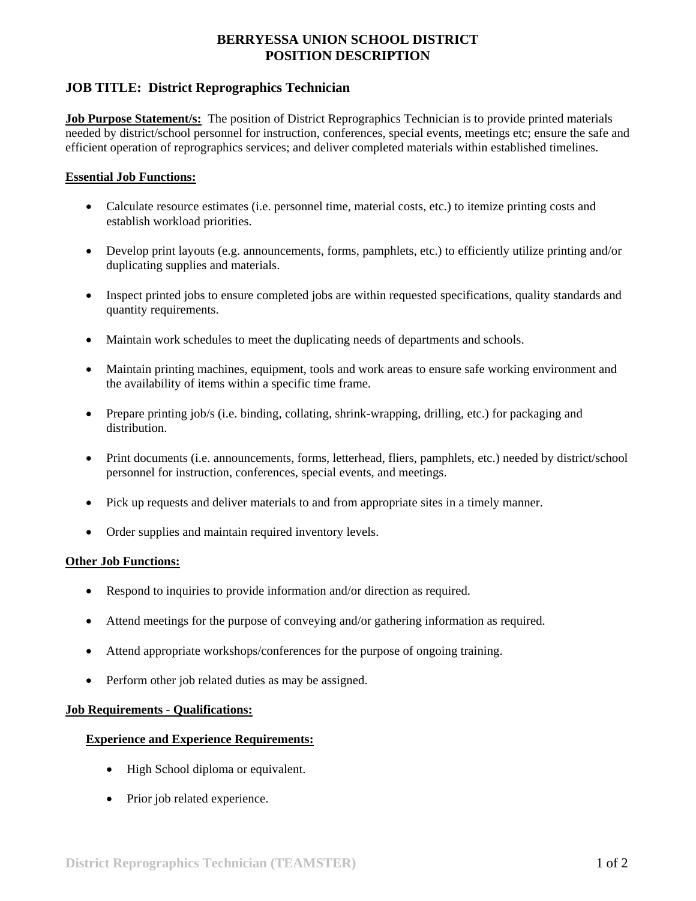# BERRYESSA UNION SCHOOL DISTRICT
# POSITION DESCRIPTION

## JOB TITLE: District Reprographics Technician

**Job Purpose Statement/s:** The position of District Reprographics Technician is to provide printed materials needed by district/school personnel for instruction, conferences, special events, meetings etc; ensure the safe and efficient operation of reprographics services; and deliver completed materials within established timelines.

### Essential Job Functions:

- Calculate resource estimates (i.e. personnel time, material costs, etc.) to itemize printing costs and establish workload priorities.
- Develop print layouts (e.g. announcements, forms, pamphlets, etc.) to efficiently utilize printing and/or duplicating supplies and materials.
- Inspect printed jobs to ensure completed jobs are within requested specifications, quality standards and quantity requirements.
- Maintain work schedules to meet the duplicating needs of departments and schools.
- Maintain printing machines, equipment, tools and work areas to ensure safe working environment and the availability of items within a specific time frame.
- Prepare printing job/s (i.e. binding, collating, shrink-wrapping, drilling, etc.) for packaging and distribution.
- Print documents (i.e. announcements, forms, letterhead, fliers, pamphlets, etc.) needed by district/school personnel for instruction, conferences, special events, and meetings.
- Pick up requests and deliver materials to and from appropriate sites in a timely manner.
- Order supplies and maintain required inventory levels.

### Other Job Functions:

- Respond to inquiries to provide information and/or direction as required.
- Attend meetings for the purpose of conveying and/or gathering information as required.
- Attend appropriate workshops/conferences for the purpose of ongoing training.
- Perform other job related duties as may be assigned.

### Job Requirements - Qualifications:

#### Experience and Experience Requirements:

- High School diploma or equivalent.
- Prior job related experience.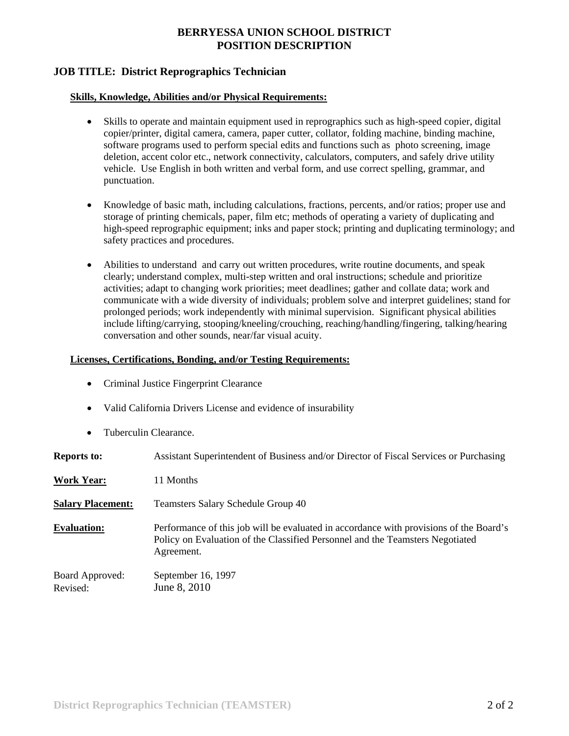# BERRYESSA UNION SCHOOL DISTRICT
# POSITION DESCRIPTION

## JOB TITLE: District Reprographics Technician

### Skills, Knowledge, Abilities and/or Physical Requirements:

- Skills to operate and maintain equipment used in reprographics such as high-speed copier, digital copier/printer, digital camera, camera, paper cutter, collator, folding machine, binding machine, software programs used to perform special edits and functions such as photo screening, image deletion, accent color etc., network connectivity, calculators, computers, and safely drive utility vehicle. Use English in both written and verbal form, and use correct spelling, grammar, and punctuation.

- Knowledge of basic math, including calculations, fractions, percents, and/or ratios; proper use and storage of printing chemicals, paper, film etc; methods of operating a variety of duplicating and high-speed reprographic equipment; inks and paper stock; printing and duplicating terminology; and safety practices and procedures.

- Abilities to understand and carry out written procedures, write routine documents, and speak clearly; understand complex, multi-step written and oral instructions; schedule and prioritize activities; adapt to changing work priorities; meet deadlines; gather and collate data; work and communicate with a wide diversity of individuals; problem solve and interpret guidelines; stand for prolonged periods; work independently with minimal supervision. Significant physical abilities include lifting/carrying, stooping/kneeling/crouching, reaching/handling/fingering, talking/hearing conversation and other sounds, near/far visual acuity.

### Licenses, Certifications, Bonding, and/or Testing Requirements:

- Criminal Justice Fingerprint Clearance
- Valid California Drivers License and evidence of insurability
- Tuberculin Clearance.

**Reports to:** Assistant Superintendent of Business and/or Director of Fiscal Services or Purchasing

**Work Year:** 11 Months

**Salary Placement:** Teamsters Salary Schedule Group 40

**Evaluation:** Performance of this job will be evaluated in accordance with provisions of the Board's Policy on Evaluation of the Classified Personnel and the Teamsters Negotiated Agreement.

Board Approved: September 16, 1997
Revised: June 8, 2010